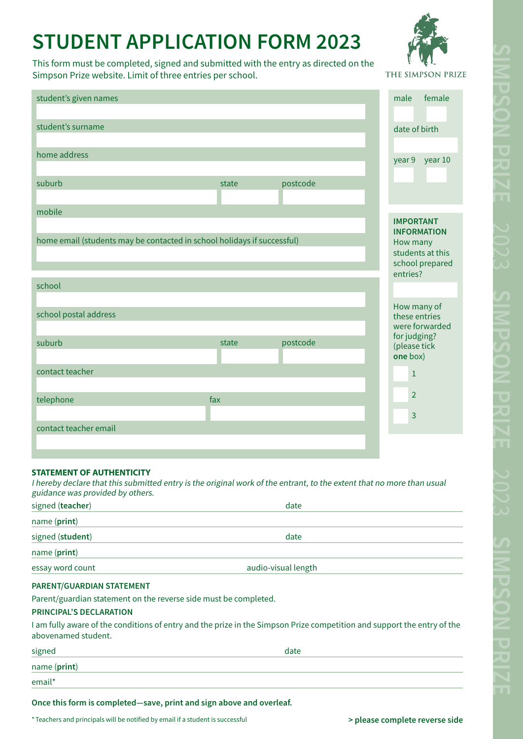# STUDENT APPLICATION FORM 2023

This form must be completed, signed and submitted with the entry as directed on the Simpson Prize website. Limit of three entries per school.

THE SIMPSON PRIZE

student's given names

student's surname

home address

suburb | state | postcode

mobile

home email (students may be contacted in school holidays if successful)

male | female

date of birth

year 9 | year 10

school

school postal address

suburb | state | postcode

contact teacher

telephone | fax

contact teacher email

**IMPORTANT INFORMATION**

How many students at this school prepared entries?

How many of these entries were forwarded for judging? (please tick **one** box)

- 1
- 2
- 3

**STATEMENT OF AUTHENTICITY**

*I hereby declare that this submitted entry is the original work of the entrant, to the extent that no more than usual guidance was provided by others.*

signed (**teacher**) date

name (**print**)

signed (**student**) date

name (**print**)

essay word count audio-visual length

**PARENT/GUARDIAN STATEMENT**

Parent/guardian statement on the reverse side must be completed.

**PRINCIPAL'S DECLARATION**

I am fully aware of the conditions of entry and the prize in the Simpson Prize competition and support the entry of the abovenamed student.

signed date

name (**print**)

email*

**Once this form is completed—save, print and sign above and overleaf.**

\* Teachers and principals will be notified by email if a student is successful

**> please complete reverse side**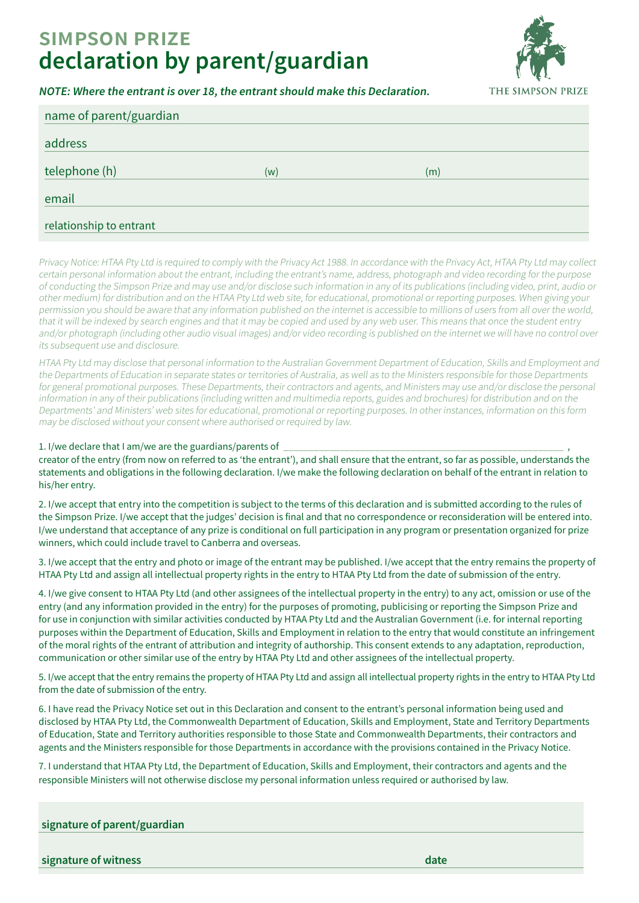# SIMPSON PRIZE
# declaration by parent/guardian

THE SIMPSON PRIZE

***NOTE: Where the entrant is over 18, the entrant should make this Declaration.***

name of parent/guardian

address

telephone (h)   (w)   (m)

email

relationship to entrant

*Privacy Notice: HTAA Pty Ltd is required to comply with the Privacy Act 1988. In accordance with the Privacy Act, HTAA Pty Ltd may collect certain personal information about the entrant, including the entrant's name, address, photograph and video recording for the purpose of conducting the Simpson Prize and may use and/or disclose such information in any of its publications (including video, print, audio or other medium) for distribution and on the HTAA Pty Ltd web site, for educational, promotional or reporting purposes. When giving your permission you should be aware that any information published on the internet is accessible to millions of users from all over the world, that it will be indexed by search engines and that it may be copied and used by any web user. This means that once the student entry and/or photograph (including other audio visual images) and/or video recording is published on the internet we will have no control over its subsequent use and disclosure.*

*HTAA Pty Ltd may disclose that personal information to the Australian Government Department of Education, Skills and Employment and the Departments of Education in separate states or territories of Australia, as well as to the Ministers responsible for those Departments for general promotional purposes. These Departments, their contractors and agents, and Ministers may use and/or disclose the personal information in any of their publications (including written and multimedia reports, guides and brochures) for distribution and on the Departments' and Ministers' web sites for educational, promotional or reporting purposes. In other instances, information on this form may be disclosed without your consent where authorised or required by law.*

1. I/we declare that I am/we are the guardians/parents of ______________________________________________________ , creator of the entry (from now on referred to as 'the entrant'), and shall ensure that the entrant, so far as possible, understands the statements and obligations in the following declaration. I/we make the following declaration on behalf of the entrant in relation to his/her entry.

2. I/we accept that entry into the competition is subject to the terms of this declaration and is submitted according to the rules of the Simpson Prize. I/we accept that the judges' decision is final and that no correspondence or reconsideration will be entered into. I/we understand that acceptance of any prize is conditional on full participation in any program or presentation organized for prize winners, which could include travel to Canberra and overseas.

3. I/we accept that the entry and photo or image of the entrant may be published. I/we accept that the entry remains the property of HTAA Pty Ltd and assign all intellectual property rights in the entry to HTAA Pty Ltd from the date of submission of the entry.

4. I/we give consent to HTAA Pty Ltd (and other assignees of the intellectual property in the entry) to any act, omission or use of the entry (and any information provided in the entry) for the purposes of promoting, publicising or reporting the Simpson Prize and for use in conjunction with similar activities conducted by HTAA Pty Ltd and the Australian Government (i.e. for internal reporting purposes within the Department of Education, Skills and Employment in relation to the entry that would constitute an infringement of the moral rights of the entrant of attribution and integrity of authorship. This consent extends to any adaptation, reproduction, communication or other similar use of the entry by HTAA Pty Ltd and other assignees of the intellectual property.

5. I/we accept that the entry remains the property of HTAA Pty Ltd and assign all intellectual property rights in the entry to HTAA Pty Ltd from the date of submission of the entry.

6. I have read the Privacy Notice set out in this Declaration and consent to the entrant's personal information being used and disclosed by HTAA Pty Ltd, the Commonwealth Department of Education, Skills and Employment, State and Territory Departments of Education, State and Territory authorities responsible to those State and Commonwealth Departments, their contractors and agents and the Ministers responsible for those Departments in accordance with the provisions contained in the Privacy Notice.

7. I understand that HTAA Pty Ltd, the Department of Education, Skills and Employment, their contractors and agents and the responsible Ministers will not otherwise disclose my personal information unless required or authorised by law.

**signature of parent/guardian**

**signature of witness**   **date**